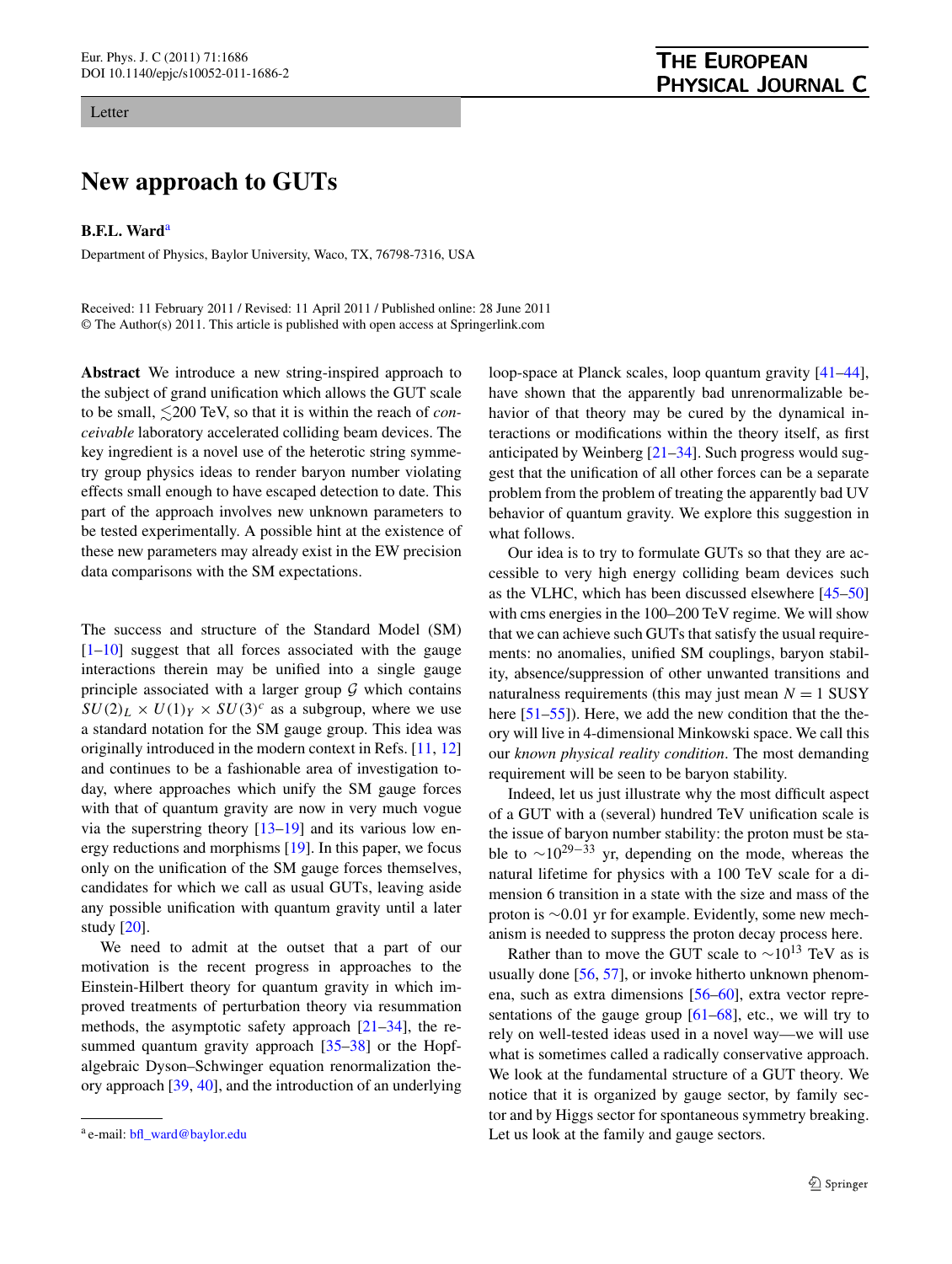Letter

# New approach to GUTs

**B.F.L. Ward**[a]

Department of Physics, Baylor University, Waco, TX, 76798-7316, USA

Received: 11 February 2011 / Revised: 11 April 2011 / Published online: 28 June 2011
© The Author(s) 2011. This article is published with open access at Springerlink.com

**Abstract** We introduce a new string-inspired approach to the subject of grand unification which allows the GUT scale to be small, $\lesssim$200 TeV, so that it is within the reach of *conceivable* laboratory accelerated colliding beam devices. The key ingredient is a novel use of the heterotic string symmetry group physics ideas to render baryon number violating effects small enough to have escaped detection to date. This part of the approach involves new unknown parameters to be tested experimentally. A possible hint at the existence of these new parameters may already exist in the EW precision data comparisons with the SM expectations.

The success and structure of the Standard Model (SM) [1–10] suggest that all forces associated with the gauge interactions therein may be unified into a single gauge principle associated with a larger group $\mathcal{G}$ which contains $SU(2)_L \times U(1)_Y \times SU(3)^c$ as a subgroup, where we use a standard notation for the SM gauge group. This idea was originally introduced in the modern context in Refs. [11, 12] and continues to be a fashionable area of investigation today, where approaches which unify the SM gauge forces with that of quantum gravity are now in very much vogue via the superstring theory [13–19] and its various low energy reductions and morphisms [19]. In this paper, we focus only on the unification of the SM gauge forces themselves, candidates for which we call as usual GUTs, leaving aside any possible unification with quantum gravity until a later study [20].

We need to admit at the outset that a part of our motivation is the recent progress in approaches to the Einstein-Hilbert theory for quantum gravity in which improved treatments of perturbation theory via resummation methods, the asymptotic safety approach [21–34], the resummed quantum gravity approach [35–38] or the Hopf-algebraic Dyson–Schwinger equation renormalization theory approach [39, 40], and the introduction of an underlying loop-space at Planck scales, loop quantum gravity [41–44], have shown that the apparently bad unrenormalizable behavior of that theory may be cured by the dynamical interactions or modifications within the theory itself, as first anticipated by Weinberg [21–34]. Such progress would suggest that the unification of all other forces can be a separate problem from the problem of treating the apparently bad UV behavior of quantum gravity. We explore this suggestion in what follows.

Our idea is to try to formulate GUTs so that they are accessible to very high energy colliding beam devices such as the VLHC, which has been discussed elsewhere [45–50] with cms energies in the 100–200 TeV regime. We will show that we can achieve such GUTs that satisfy the usual requirements: no anomalies, unified SM couplings, baryon stability, absence/suppression of other unwanted transitions and naturalness requirements (this may just mean $N = 1$ SUSY here [51–55]). Here, we add the new condition that the theory will live in 4-dimensional Minkowski space. We call this our *known physical reality condition*. The most demanding requirement will be seen to be baryon stability.

Indeed, let us just illustrate why the most difficult aspect of a GUT with a (several) hundred TeV unification scale is the issue of baryon number stability: the proton must be stable to $\sim 10^{29-33}$ yr, depending on the mode, whereas the natural lifetime for physics with a 100 TeV scale for a dimension 6 transition in a state with the size and mass of the proton is $\sim$0.01 yr for example. Evidently, some new mechanism is needed to suppress the proton decay process here.

Rather than to move the GUT scale to $\sim 10^{13}$ TeV as is usually done [56, 57], or invoke hitherto unknown phenomena, such as extra dimensions [56–60], extra vector representations of the gauge group [61–68], etc., we will try to rely on well-tested ideas used in a novel way—we will use what is sometimes called a radically conservative approach. We look at the fundamental structure of a GUT theory. We notice that it is organized by gauge sector, by family sector and by Higgs sector for spontaneous symmetry breaking. Let us look at the family and gauge sectors.

[a] e-mail: bfl_ward@baylor.edu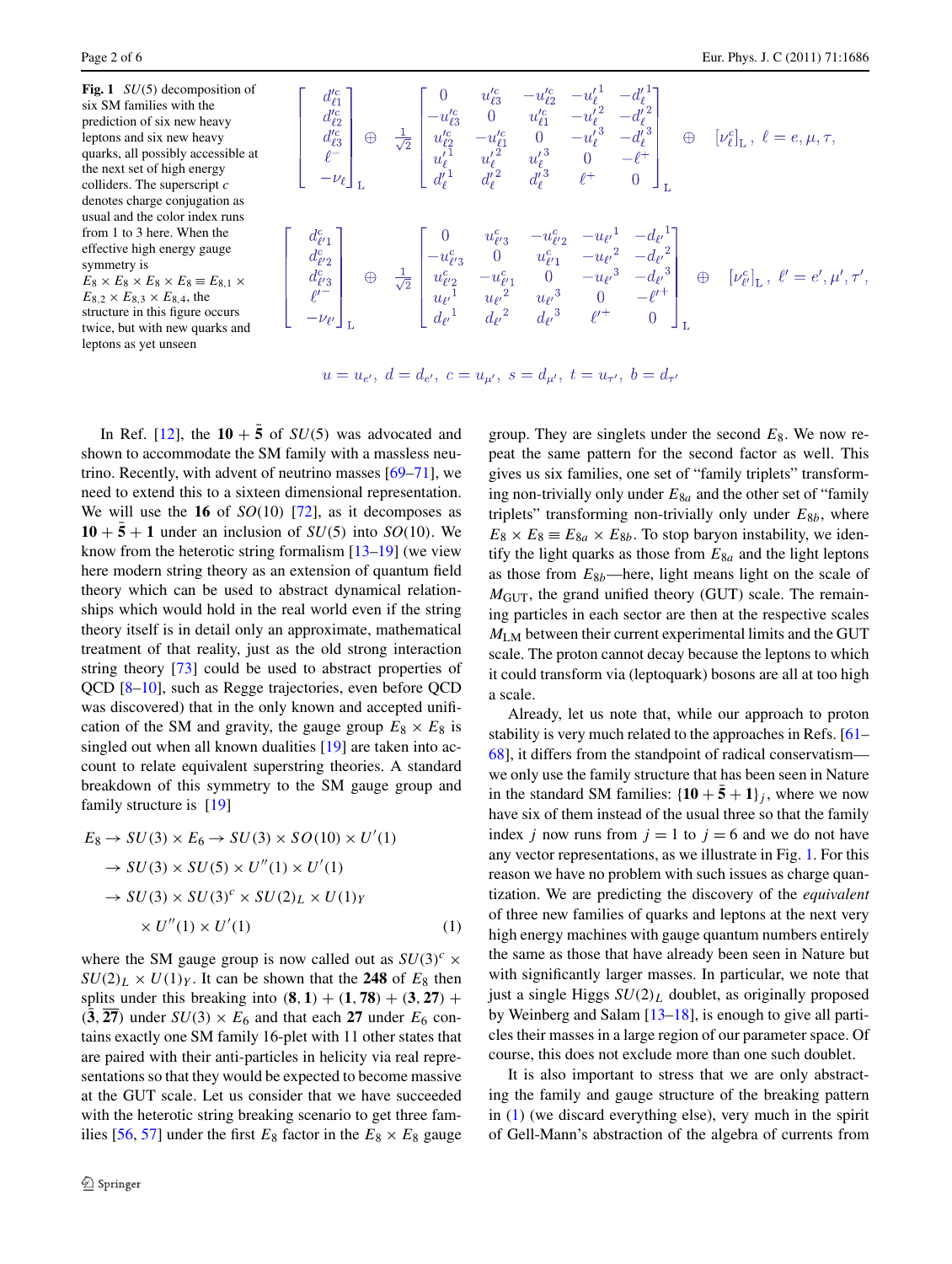**Fig. 1** $SU(5)$ decomposition of six SM families with the prediction of six new heavy leptons and six new heavy quarks, all possibly accessible at the next set of high energy colliders. The superscript $c$ denotes charge conjugation as usual and the color index runs from 1 to 3 here. When the effective high energy gauge symmetry is $E_8 \times E_8 \times E_8 \times E_8 \equiv E_{8,1} \times E_{8,2} \times E_{8,3} \times E_{8,4}$, the structure in this figure occurs twice, but with new quarks and leptons as yet unseen

$$
\begin{bmatrix} d'^c_{\ell 1} \\ d'^c_{\ell 2} \\ d'^c_{\ell 3} \\ \ell^- \\ -\nu_\ell \end{bmatrix}_L \oplus \frac{1}{\sqrt{2}} \begin{bmatrix} 0 & u'^c_{\ell 3} & -u'^c_{\ell 2} & -u'^1_\ell & -d'^1_\ell \\ -u'^c_{\ell 3} & 0 & u'^c_{\ell 1} & -u'^2_\ell & -d'^2_\ell \\ u'^c_{\ell 2} & -u'^c_{\ell 1} & 0 & -u'^3_\ell & -d'^3_\ell \\ u'^1_\ell & u'^2_\ell & u'^3_\ell & 0 & -\ell^+ \\ d'^1_\ell & d'^2_\ell & d'^3_\ell & \ell^+ & 0 \end{bmatrix}_L \oplus [\nu^c_\ell]_L, \ \ell = e, \mu, \tau,
$$

$$
\begin{bmatrix} d^c_{\ell' 1} \\ d^c_{\ell' 2} \\ d^c_{\ell' 3} \\ \ell'^- \\ -\nu_{\ell'} \end{bmatrix}_L \oplus \frac{1}{\sqrt{2}} \begin{bmatrix} 0 & u^c_{\ell' 3} & -u^c_{\ell' 2} & -u_{\ell'}{}^1 & -d_{\ell'}{}^1 \\ -u^c_{\ell' 3} & 0 & u^c_{\ell' 1} & -u_{\ell'}{}^2 & -d_{\ell'}{}^2 \\ u^c_{\ell' 2} & -u^c_{\ell' 1} & 0 & -u_{\ell'}{}^3 & -d_{\ell'}{}^3 \\ u_{\ell'}{}^1 & u_{\ell'}{}^2 & u_{\ell'}{}^3 & 0 & -\ell'^+ \\ d_{\ell'}{}^1 & d_{\ell'}{}^2 & d_{\ell'}{}^3 & \ell'^+ & 0 \end{bmatrix}_L \oplus [\nu^c_{\ell'}]_L, \ \ell' = e', \mu', \tau',
$$

$$
u = u_{e'}, \ d = d_{e'}, \ c = u_{\mu'}, \ s = d_{\mu'}, \ t = u_{\tau'}, \ b = d_{\tau'}
$$

In Ref. [12], the $\mathbf{10} + \bar{\mathbf{5}}$ of $SU(5)$ was advocated and shown to accommodate the SM family with a massless neutrino. Recently, with advent of neutrino masses [69–71], we need to extend this to a sixteen dimensional representation. We will use the $\mathbf{16}$ of $SO(10)$ [72], as it decomposes as $\mathbf{10} + \bar{\mathbf{5}} + \mathbf{1}$ under an inclusion of $SU(5)$ into $SO(10)$. We know from the heterotic string formalism [13–19] (we view here modern string theory as an extension of quantum field theory which can be used to abstract dynamical relationships which would hold in the real world even if the string theory itself is in detail only an approximate, mathematical treatment of that reality, just as the old strong interaction string theory [73] could be used to abstract properties of QCD [8–10], such as Regge trajectories, even before QCD was discovered) that in the only known and accepted unification of the SM and gravity, the gauge group $E_8 \times E_8$ is singled out when all known dualities [19] are taken into account to relate equivalent superstring theories. A standard breakdown of this symmetry to the SM gauge group and family structure is [19]

$$
\begin{aligned}
E_8 &\rightarrow SU(3) \times E_6 \rightarrow SU(3) \times SO(10) \times U'(1) \\
&\rightarrow SU(3) \times SU(5) \times U''(1) \times U'(1) \\
&\rightarrow SU(3) \times SU(3)^c \times SU(2)_L \times U(1)_Y \\
&\quad \times U''(1) \times U'(1)
\end{aligned}
\tag{1}
$$

where the SM gauge group is now called out as $SU(3)^c \times SU(2)_L \times U(1)_Y$. It can be shown that the $\mathbf{248}$ of $E_8$ then splits under this breaking into $(\mathbf{8}, \mathbf{1}) + (\mathbf{1}, \mathbf{78}) + (\mathbf{3}, \mathbf{27}) + (\bar{\mathbf{3}}, \overline{\mathbf{27}})$ under $SU(3) \times E_6$ and that each $\mathbf{27}$ under $E_6$ contains exactly one SM family 16-plet with 11 other states that are paired with their anti-particles in helicity via real representations so that they would be expected to become massive at the GUT scale. Let us consider that we have succeeded with the heterotic string breaking scenario to get three families [56, 57] under the first $E_8$ factor in the $E_8 \times E_8$ gauge group. They are singlets under the second $E_8$. We now repeat the same pattern for the second factor as well. This gives us six families, one set of "family triplets" transforming non-trivially only under $E_{8a}$ and the other set of "family triplets" transforming non-trivially only under $E_{8b}$, where $E_8 \times E_8 \equiv E_{8a} \times E_{8b}$. To stop baryon instability, we identify the light quarks as those from $E_{8a}$ and the light leptons as those from $E_{8b}$—here, light means light on the scale of $M_{\text{GUT}}$, the grand unified theory (GUT) scale. The remaining particles in each sector are then at the respective scales $M_{\text{LM}}$ between their current experimental limits and the GUT scale. The proton cannot decay because the leptons to which it could transform via (leptoquark) bosons are all at too high a scale.

Already, let us note that, while our approach to proton stability is very much related to the approaches in Refs. [61–68], it differs from the standpoint of radical conservatism—we only use the family structure that has been seen in Nature in the standard SM families: $\{\mathbf{10} + \bar{\mathbf{5}} + \mathbf{1}\}_j$, where we now have six of them instead of the usual three so that the family index $j$ now runs from $j = 1$ to $j = 6$ and we do not have any vector representations, as we illustrate in Fig. 1. For this reason we have no problem with such issues as charge quantization. We are predicting the discovery of the *equivalent* of three new families of quarks and leptons at the next very high energy machines with gauge quantum numbers entirely the same as those that have already been seen in Nature but with significantly larger masses. In particular, we note that just a single Higgs $SU(2)_L$ doublet, as originally proposed by Weinberg and Salam [13–18], is enough to give all particles their masses in a large region of our parameter space. Of course, this does not exclude more than one such doublet.

It is also important to stress that we are only abstracting the family and gauge structure of the breaking pattern in (1) (we discard everything else), very much in the spirit of Gell-Mann's abstraction of the algebra of currents from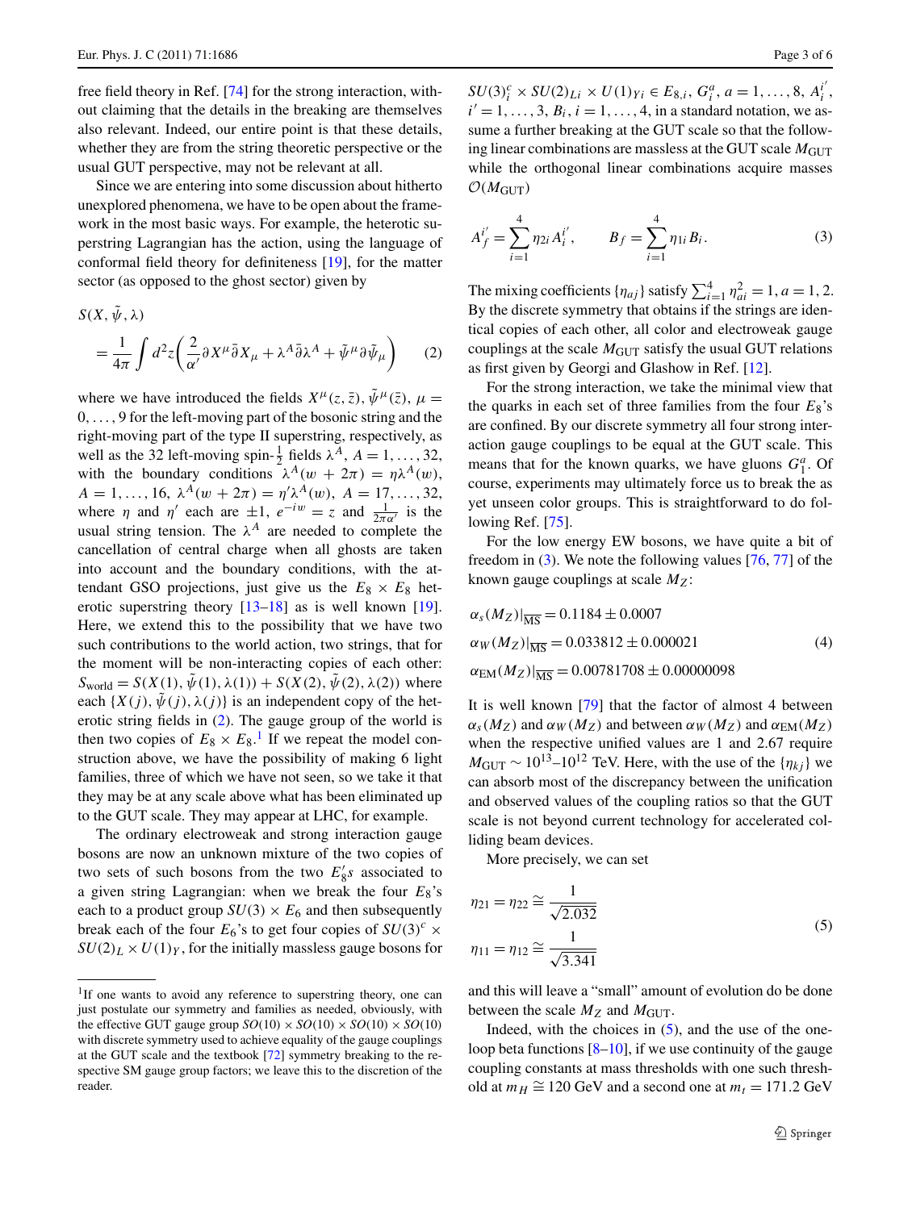free field theory in Ref. [74] for the strong interaction, without claiming that the details in the breaking are themselves also relevant. Indeed, our entire point is that these details, whether they are from the string theoretic perspective or the usual GUT perspective, may not be relevant at all.

Since we are entering into some discussion about hitherto unexplored phenomena, we have to be open about the framework in the most basic ways. For example, the heterotic superstring Lagrangian has the action, using the language of conformal field theory for definiteness [19], for the matter sector (as opposed to the ghost sector) given by

$$S(X,\tilde{\psi},\lambda) = \frac{1}{4\pi}\int d^2z\left(\frac{2}{\alpha'}\partial X^\mu\bar{\partial}X_\mu + \lambda^A\bar{\partial}\lambda^A + \tilde{\psi}^\mu\partial\tilde{\psi}_\mu\right) \quad (2)$$

where we have introduced the fields $X^\mu(z,\bar{z})$, $\tilde{\psi}^\mu(\bar{z})$, $\mu = 0,\ldots,9$ for the left-moving part of the bosonic string and the right-moving part of the type II superstring, respectively, as well as the 32 left-moving spin-$\frac{1}{2}$ fields $\lambda^A$, $A = 1,\ldots,32$, with the boundary conditions $\lambda^A(w+2\pi) = \eta\lambda^A(w)$, $A = 1,\ldots,16$, $\lambda^A(w+2\pi) = \eta'\lambda^A(w)$, $A = 17,\ldots,32$, where $\eta$ and $\eta'$ each are $\pm 1$, $e^{-iw} = z$ and $\frac{1}{2\pi\alpha'}$ is the usual string tension. The $\lambda^A$ are needed to complete the cancellation of central charge when all ghosts are taken into account and the boundary conditions, with the attendant GSO projections, just give us the $E_8\times E_8$ heterotic superstring theory [13–18] as is well known [19]. Here, we extend this to the possibility that we have two such contributions to the world action, two strings, that for the moment will be non-interacting copies of each other: $S_{\text{world}} = S(X(1),\tilde{\psi}(1),\lambda(1)) + S(X(2),\tilde{\psi}(2),\lambda(2))$ where each $\{X(j),\tilde{\psi}(j),\lambda(j)\}$ is an independent copy of the heterotic string fields in (2). The gauge group of the world is then two copies of $E_8\times E_8$.[1] If we repeat the model construction above, we have the possibility of making 6 light families, three of which we have not seen, so we take it that they may be at any scale above what has been eliminated up to the GUT scale. They may appear at LHC, for example.

The ordinary electroweak and strong interaction gauge bosons are now an unknown mixture of the two copies of two sets of such bosons from the two $E_8'$s associated to a given string Lagrangian: when we break the four $E_8$'s each to a product group $SU(3)\times E_6$ and then subsequently break each of the four $E_6$'s to get four copies of $SU(3)^c\times SU(2)_L\times U(1)_Y$, for the initially massless gauge bosons for $SU(3)^c_i\times SU(2)_{Li}\times U(1)_{Yi}\in E_{8,i}$, $G^a_i$, $a = 1,\ldots,8$, $A^{i'}_i$, $i' = 1,\ldots,3$, $B_i$, $i = 1,\ldots,4$, in a standard notation, we assume a further breaking at the GUT scale so that the following linear combinations are massless at the GUT scale $M_{\text{GUT}}$ while the orthogonal linear combinations acquire masses $\mathcal{O}(M_{\text{GUT}})$

$$A^{i'}_f = \sum_{i=1}^{4}\eta_{2i}A^{i'}_i, \qquad B_f = \sum_{i=1}^{4}\eta_{1i}B_i. \quad (3)$$

The mixing coefficients $\{\eta_{aj}\}$ satisfy $\sum_{i=1}^4\eta_{ai}^2 = 1$, $a = 1, 2$. By the discrete symmetry that obtains if the strings are identical copies of each other, all color and electroweak gauge couplings at the scale $M_{\text{GUT}}$ satisfy the usual GUT relations as first given by Georgi and Glashow in Ref. [12].

For the strong interaction, we take the minimal view that the quarks in each set of three families from the four $E_8$'s are confined. By our discrete symmetry all four strong interaction gauge couplings to be equal at the GUT scale. This means that for the known quarks, we have gluons $G^a_1$. Of course, experiments may ultimately force us to break the as yet unseen color groups. This is straightforward to do following Ref. [75].

For the low energy EW bosons, we have quite a bit of freedom in (3). We note the following values [76, 77] of the known gauge couplings at scale $M_Z$:

$$\begin{aligned}
\alpha_s(M_Z)|_{\overline{\text{MS}}} &= 0.1184 \pm 0.0007 \\
\alpha_W(M_Z)|_{\overline{\text{MS}}} &= 0.033812 \pm 0.000021 \\
\alpha_{\text{EM}}(M_Z)|_{\overline{\text{MS}}} &= 0.00781708 \pm 0.00000098
\end{aligned} \quad (4)$$

It is well known [79] that the factor of almost 4 between $\alpha_s(M_Z)$ and $\alpha_W(M_Z)$ and between $\alpha_W(M_Z)$ and $\alpha_{\text{EM}}(M_Z)$ when the respective unified values are 1 and 2.67 require $M_{\text{GUT}} \sim 10^{13}$–$10^{12}$ TeV. Here, with the use of the $\{\eta_{kj}\}$ we can absorb most of the discrepancy between the unification and observed values of the coupling ratios so that the GUT scale is not beyond current technology for accelerated colliding beam devices.

More precisely, we can set

$$\begin{aligned}
\eta_{21} = \eta_{22} &\cong \frac{1}{\sqrt{2.032}} \\
\eta_{11} = \eta_{12} &\cong \frac{1}{\sqrt{3.341}}
\end{aligned} \quad (5)$$

and this will leave a "small" amount of evolution do be done between the scale $M_Z$ and $M_{\text{GUT}}$.

Indeed, with the choices in (5), and the use of the one-loop beta functions [8–10], if we use continuity of the gauge coupling constants at mass thresholds with one such threshold at $m_H \cong 120$ GeV and a second one at $m_t = 171.2$ GeV

[1] If one wants to avoid any reference to superstring theory, one can just postulate our symmetry and families as needed, obviously, with the effective GUT gauge group $SO(10)\times SO(10)\times SO(10)\times SO(10)$ with discrete symmetry used to achieve equality of the gauge couplings at the GUT scale and the textbook [72] symmetry breaking to the respective SM gauge group factors; we leave this to the discretion of the reader.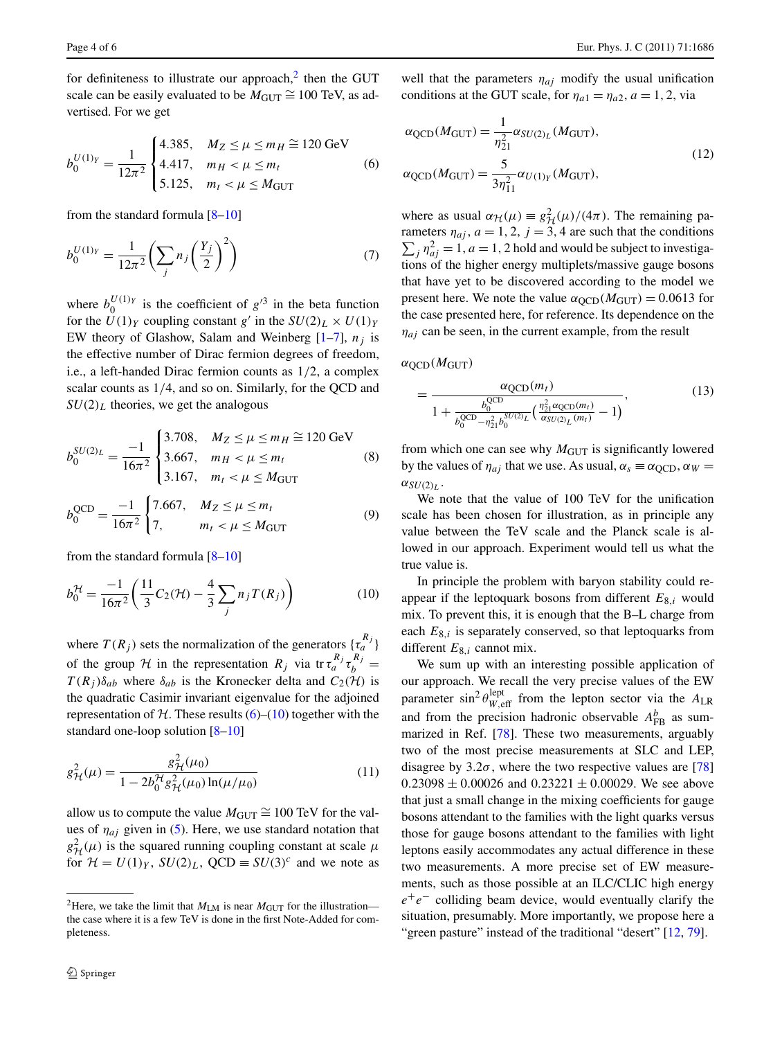for definiteness to illustrate our approach,[2] then the GUT scale can be easily evaluated to be $M_{\rm GUT} \cong 100$ TeV, as advertised. For we get

$$b_0^{U(1)_Y} = \frac{1}{12\pi^2}\begin{cases} 4.385, & M_Z \le \mu \le m_H \cong 120 \text{ GeV} \\ 4.417, & m_H < \mu \le m_t \\ 5.125, & m_t < \mu \le M_{\rm GUT} \end{cases} \tag{6}$$

from the standard formula [8–10]

$$b_0^{U(1)_Y} = \frac{1}{12\pi^2}\left(\sum_j n_j \left(\frac{Y_j}{2}\right)^2\right) \tag{7}$$

where $b_0^{U(1)_Y}$ is the coefficient of $g'^3$ in the beta function for the $U(1)_Y$ coupling constant $g'$ in the $SU(2)_L \times U(1)_Y$ EW theory of Glashow, Salam and Weinberg [1–7], $n_j$ is the effective number of Dirac fermion degrees of freedom, i.e., a left-handed Dirac fermion counts as 1/2, a complex scalar counts as 1/4, and so on. Similarly, for the QCD and $SU(2)_L$ theories, we get the analogous

$$b_0^{SU(2)_L} = \frac{-1}{16\pi^2}\begin{cases} 3.708, & M_Z \le \mu \le m_H \cong 120 \text{ GeV} \\ 3.667, & m_H < \mu \le m_t \\ 3.167, & m_t < \mu \le M_{\rm GUT} \end{cases} \tag{8}$$

$$b_0^{\rm QCD} = \frac{-1}{16\pi^2}\begin{cases} 7.667, & M_Z \le \mu \le m_t \\ 7, & m_t < \mu \le M_{\rm GUT} \end{cases} \tag{9}$$

from the standard formula [8–10]

$$b_0^{\mathcal{H}} = \frac{-1}{16\pi^2}\left(\frac{11}{3}C_2(\mathcal{H}) - \frac{4}{3}\sum_j n_j T(R_j)\right) \tag{10}$$

where $T(R_j)$ sets the normalization of the generators $\{\tau_a^{R_j}\}$ of the group $\mathcal{H}$ in the representation $R_j$ via $\operatorname{tr}\tau_a^{R_j}\tau_b^{R_j} = T(R_j)\delta_{ab}$ where $\delta_{ab}$ is the Kronecker delta and $C_2(\mathcal{H})$ is the quadratic Casimir invariant eigenvalue for the adjoined representation of $\mathcal{H}$. These results (6)–(10) together with the standard one-loop solution [8–10]

$$g_{\mathcal{H}}^2(\mu) = \frac{g_{\mathcal{H}}^2(\mu_0)}{1 - 2b_0^{\mathcal{H}} g_{\mathcal{H}}^2(\mu_0)\ln(\mu/\mu_0)} \tag{11}$$

allow us to compute the value $M_{\rm GUT} \cong 100$ TeV for the values of $\eta_{aj}$ given in (5). Here, we use standard notation that $g_{\mathcal{H}}^2(\mu)$ is the squared running coupling constant at scale $\mu$ for $\mathcal{H} = U(1)_Y$, $SU(2)_L$, QCD $\equiv SU(3)^c$ and we note as well that the parameters $\eta_{aj}$ modify the usual unification conditions at the GUT scale, for $\eta_{a1} = \eta_{a2}$, $a = 1, 2$, via

$$\begin{aligned} \alpha_{\rm QCD}(M_{\rm GUT}) &= \frac{1}{\eta_{21}^2}\alpha_{SU(2)_L}(M_{\rm GUT}), \\ \alpha_{\rm QCD}(M_{\rm GUT}) &= \frac{5}{3\eta_{11}^2}\alpha_{U(1)_Y}(M_{\rm GUT}), \end{aligned} \tag{12}$$

where as usual $\alpha_{\mathcal{H}}(\mu) \equiv g_{\mathcal{H}}^2(\mu)/(4\pi)$. The remaining parameters $\eta_{aj}$, $a = 1, 2$, $j = 3, 4$ are such that the conditions $\sum_j \eta_{aj}^2 = 1$, $a = 1, 2$ hold and would be subject to investigations of the higher energy multiplets/massive gauge bosons that have yet to be discovered according to the model we present here. We note the value $\alpha_{\rm QCD}(M_{\rm GUT}) = 0.0613$ for the case presented here, for reference. Its dependence on the $\eta_{aj}$ can be seen, in the current example, from the result

$$\alpha_{\rm QCD}(M_{\rm GUT}) = \frac{\alpha_{\rm QCD}(m_t)}{1 + \frac{b_0^{\rm QCD}}{b_0^{\rm QCD} - \eta_{21}^2 b_0^{SU(2)_L}}\left(\frac{\eta_{21}^2\alpha_{\rm QCD}(m_t)}{\alpha_{SU(2)_L}(m_t)} - 1\right)}, \tag{13}$$

from which one can see why $M_{\rm GUT}$ is significantly lowered by the values of $\eta_{aj}$ that we use. As usual, $\alpha_s \equiv \alpha_{\rm QCD}$, $\alpha_W = \alpha_{SU(2)_L}$.

We note that the value of 100 TeV for the unification scale has been chosen for illustration, as in principle any value between the TeV scale and the Planck scale is allowed in our approach. Experiment would tell us what the true value is.

In principle the problem with baryon stability could reappear if the leptoquark bosons from different $E_{8,i}$ would mix. To prevent this, it is enough that the B–L charge from each $E_{8,i}$ is separately conserved, so that leptoquarks from different $E_{8,i}$ cannot mix.

We sum up with an interesting possible application of our approach. We recall the very precise values of the EW parameter $\sin^2\theta_{W,\rm eff}^{\rm lept}$ from the lepton sector via the $A_{\rm LR}$ and from the precision hadronic observable $A_{\rm FB}^b$ as summarized in Ref. [78]. These two measurements, arguably two of the most precise measurements at SLC and LEP, disagree by $3.2\sigma$, where the two respective values are [78] $0.23098 \pm 0.00026$ and $0.23221 \pm 0.00029$. We see above that just a small change in the mixing coefficients for gauge bosons attendant to the families with the light quarks versus those for gauge bosons attendant to the families with light leptons easily accommodates any actual difference in these two measurements. A more precise set of EW measurements, such as those possible at an ILC/CLIC high energy $e^+e^-$ colliding beam device, would eventually clarify the situation, presumably. More importantly, we propose here a "green pasture" instead of the traditional "desert" [12, 79].

---

[2] Here, we take the limit that $M_{\rm LM}$ is near $M_{\rm GUT}$ for the illustration—the case where it is a few TeV is done in the first Note-Added for completeness.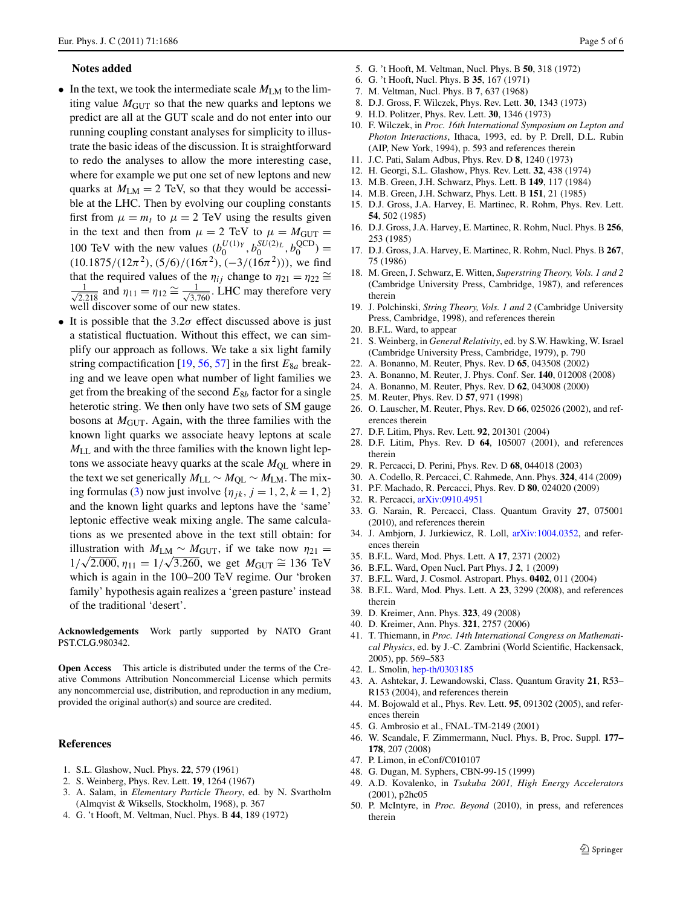## Notes added

- In the text, we took the intermediate scale $M_{\rm LM}$ to the limiting value $M_{\rm GUT}$ so that the new quarks and leptons we predict are all at the GUT scale and do not enter into our running coupling constant analyses for simplicity to illustrate the basic ideas of the discussion. It is straightforward to redo the analyses to allow the more interesting case, where for example we put one set of new leptons and new quarks at $M_{\rm LM} = 2$ TeV, so that they would be accessible at the LHC. Then by evolving our coupling constants first from $\mu = m_t$ to $\mu = 2$ TeV using the results given in the text and then from $\mu = 2$ TeV to $\mu = M_{\rm GUT} = 100$ TeV with the new values $(b_0^{U(1)_Y}, b_0^{SU(2)_L}, b_0^{\rm QCD}) = (10.1875/(12\pi^2), (5/6)/(16\pi^2), (-3/(16\pi^2)))$, we find that the required values of the $\eta_{ij}$ change to $\eta_{21} = \eta_{22} \cong \frac{1}{\sqrt{2.218}}$ and $\eta_{11} = \eta_{12} \cong \frac{1}{\sqrt{3.760}}$. LHC may therefore very well discover some of our new states.
- It is possible that the $3.2\sigma$ effect discussed above is just a statistical fluctuation. Without this effect, we can simplify our approach as follows. We take a six light family string compactification [19, 56, 57] in the first $E_{8a}$ breaking and we leave open what number of light families we get from the breaking of the second $E_{8b}$ factor for a single heterotic string. We then only have two sets of SM gauge bosons at $M_{\rm GUT}$. Again, with the three families with the known light quarks we associate heavy leptons at scale $M_{\rm LL}$ and with the three families with the known light leptons we associate heavy quarks at the scale $M_{\rm QL}$ where in the text we set generically $M_{\rm LL} \sim M_{\rm QL} \sim M_{\rm LM}$. The mixing formulas (3) now just involve $\{\eta_{jk}, j = 1, 2, k = 1, 2\}$ and the known light quarks and leptons have the 'same' leptonic effective weak mixing angle. The same calculations as we presented above in the text still obtain: for illustration with $M_{\rm LM} \sim M_{\rm GUT}$, if we take now $\eta_{21} = 1/\sqrt{2.000}$, $\eta_{11} = 1/\sqrt{3.260}$, we get $M_{\rm GUT} \cong 136$ TeV which is again in the 100–200 TeV regime. Our 'broken family' hypothesis again realizes a 'green pasture' instead of the traditional 'desert'.

**Acknowledgements** Work partly supported by NATO Grant PST.CLG.980342.

**Open Access** This article is distributed under the terms of the Creative Commons Attribution Noncommercial License which permits any noncommercial use, distribution, and reproduction in any medium, provided the original author(s) and source are credited.

## References

1. S.L. Glashow, Nucl. Phys. **22**, 579 (1961)
2. S. Weinberg, Phys. Rev. Lett. **19**, 1264 (1967)
3. A. Salam, in *Elementary Particle Theory*, ed. by N. Svartholm (Almqvist & Wiksells, Stockholm, 1968), p. 367
4. G. 't Hooft, M. Veltman, Nucl. Phys. B **44**, 189 (1972)
5. G. 't Hooft, M. Veltman, Nucl. Phys. B **50**, 318 (1972)
6. G. 't Hooft, Nucl. Phys. B **35**, 167 (1971)
7. M. Veltman, Nucl. Phys. B **7**, 637 (1968)
8. D.J. Gross, F. Wilczek, Phys. Rev. Lett. **30**, 1343 (1973)
9. H.D. Politzer, Phys. Rev. Lett. **30**, 1346 (1973)
10. F. Wilczek, in *Proc. 16th International Symposium on Lepton and Photon Interactions*, Ithaca, 1993, ed. by P. Drell, D.L. Rubin (AIP, New York, 1994), p. 593 and references therein
11. J.C. Pati, Salam Adbus, Phys. Rev. D **8**, 1240 (1973)
12. H. Georgi, S.L. Glashow, Phys. Rev. Lett. **32**, 438 (1974)
13. M.B. Green, J.H. Schwarz, Phys. Lett. B **149**, 117 (1984)
14. M.B. Green, J.H. Schwarz, Phys. Lett. B **151**, 21 (1985)
15. D.J. Gross, J.A. Harvey, E. Martinec, R. Rohm, Phys. Rev. Lett. **54**, 502 (1985)
16. D.J. Gross, J.A. Harvey, E. Martinec, R. Rohm, Nucl. Phys. B **256**, 253 (1985)
17. D.J. Gross, J.A. Harvey, E. Martinec, R. Rohm, Nucl. Phys. B **267**, 75 (1986)
18. M. Green, J. Schwarz, E. Witten, *Superstring Theory, Vols. 1 and 2* (Cambridge University Press, Cambridge, 1987), and references therein
19. J. Polchinski, *String Theory, Vols. 1 and 2* (Cambridge University Press, Cambridge, 1998), and references therein
20. B.F.L. Ward, to appear
21. S. Weinberg, in *General Relativity*, ed. by S.W. Hawking, W. Israel (Cambridge University Press, Cambridge, 1979), p. 790
22. A. Bonanno, M. Reuter, Phys. Rev. D **65**, 043508 (2002)
23. A. Bonanno, M. Reuter, J. Phys. Conf. Ser. **140**, 012008 (2008)
24. A. Bonanno, M. Reuter, Phys. Rev. D **62**, 043008 (2000)
25. M. Reuter, Phys. Rev. D **57**, 971 (1998)
26. O. Lauscher, M. Reuter, Phys. Rev. D **66**, 025026 (2002), and references therein
27. D.F. Litim, Phys. Rev. Lett. **92**, 201301 (2004)
28. D.F. Litim, Phys. Rev. D **64**, 105007 (2001), and references therein
29. R. Percacci, D. Perini, Phys. Rev. D **68**, 044018 (2003)
30. A. Codello, R. Percacci, C. Rahmede, Ann. Phys. **324**, 414 (2009)
31. P.F. Machado, R. Percacci, Phys. Rev. D **80**, 024020 (2009)
32. R. Percacci, arXiv:0910.4951
33. G. Narain, R. Percacci, Class. Quantum Gravity **27**, 075001 (2010), and references therein
34. J. Ambjorn, J. Jurkiewicz, R. Loll, arXiv:1004.0352, and references therein
35. B.F.L. Ward, Mod. Phys. Lett. A **17**, 2371 (2002)
36. B.F.L. Ward, Open Nucl. Part Phys. J **2**, 1 (2009)
37. B.F.L. Ward, J. Cosmol. Astropart. Phys. **0402**, 011 (2004)
38. B.F.L. Ward, Mod. Phys. Lett. A **23**, 3299 (2008), and references therein
39. D. Kreimer, Ann. Phys. **323**, 49 (2008)
40. D. Kreimer, Ann. Phys. **321**, 2757 (2006)
41. T. Thiemann, in *Proc. 14th International Congress on Mathematical Physics*, ed. by J.-C. Zambrini (World Scientific, Hackensack, 2005), pp. 569–583
42. L. Smolin, hep-th/0303185
43. A. Ashtekar, J. Lewandowski, Class. Quantum Gravity **21**, R53–R153 (2004), and references therein
44. M. Bojowald et al., Phys. Rev. Lett. **95**, 091302 (2005), and references therein
45. G. Ambrosio et al., FNAL-TM-2149 (2001)
46. W. Scandale, F. Zimmermann, Nucl. Phys. B, Proc. Suppl. **177–178**, 207 (2008)
47. P. Limon, in eConf/C010107
48. G. Dugan, M. Syphers, CBN-99-15 (1999)
49. A.D. Kovalenko, in *Tsukuba 2001, High Energy Accelerators* (2001), p2hc05
50. P. McIntyre, in *Proc. Beyond* (2010), in press, and references therein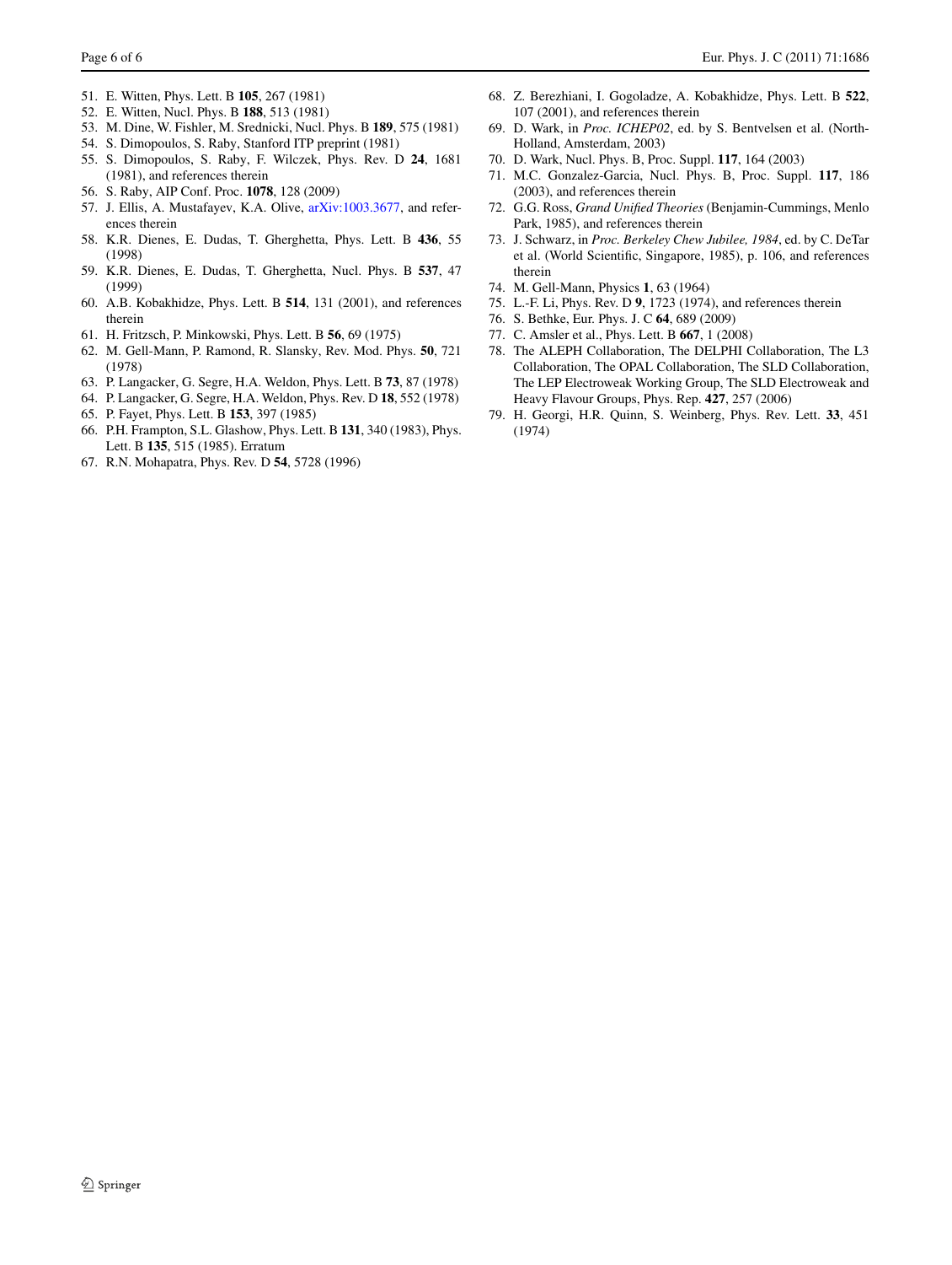51. E. Witten, Phys. Lett. B **105**, 267 (1981)
52. E. Witten, Nucl. Phys. B **188**, 513 (1981)
53. M. Dine, W. Fishler, M. Srednicki, Nucl. Phys. B **189**, 575 (1981)
54. S. Dimopoulos, S. Raby, Stanford ITP preprint (1981)
55. S. Dimopoulos, S. Raby, F. Wilczek, Phys. Rev. D **24**, 1681 (1981), and references therein
56. S. Raby, AIP Conf. Proc. **1078**, 128 (2009)
57. J. Ellis, A. Mustafayev, K.A. Olive, arXiv:1003.3677, and references therein
58. K.R. Dienes, E. Dudas, T. Gherghetta, Phys. Lett. B **436**, 55 (1998)
59. K.R. Dienes, E. Dudas, T. Gherghetta, Nucl. Phys. B **537**, 47 (1999)
60. A.B. Kobakhidze, Phys. Lett. B **514**, 131 (2001), and references therein
61. H. Fritzsch, P. Minkowski, Phys. Lett. B **56**, 69 (1975)
62. M. Gell-Mann, P. Ramond, R. Slansky, Rev. Mod. Phys. **50**, 721 (1978)
63. P. Langacker, G. Segre, H.A. Weldon, Phys. Lett. B **73**, 87 (1978)
64. P. Langacker, G. Segre, H.A. Weldon, Phys. Rev. D **18**, 552 (1978)
65. P. Fayet, Phys. Lett. B **153**, 397 (1985)
66. P.H. Frampton, S.L. Glashow, Phys. Lett. B **131**, 340 (1983), Phys. Lett. B **135**, 515 (1985). Erratum
67. R.N. Mohapatra, Phys. Rev. D **54**, 5728 (1996)
68. Z. Berezhiani, I. Gogoladze, A. Kobakhidze, Phys. Lett. B **522**, 107 (2001), and references therein
69. D. Wark, in *Proc. ICHEP02*, ed. by S. Bentvelsen et al. (North-Holland, Amsterdam, 2003)
70. D. Wark, Nucl. Phys. B, Proc. Suppl. **117**, 164 (2003)
71. M.C. Gonzalez-Garcia, Nucl. Phys. B, Proc. Suppl. **117**, 186 (2003), and references therein
72. G.G. Ross, *Grand Unified Theories* (Benjamin-Cummings, Menlo Park, 1985), and references therein
73. J. Schwarz, in *Proc. Berkeley Chew Jubilee, 1984*, ed. by C. DeTar et al. (World Scientific, Singapore, 1985), p. 106, and references therein
74. M. Gell-Mann, Physics **1**, 63 (1964)
75. L.-F. Li, Phys. Rev. D **9**, 1723 (1974), and references therein
76. S. Bethke, Eur. Phys. J. C **64**, 689 (2009)
77. C. Amsler et al., Phys. Lett. B **667**, 1 (2008)
78. The ALEPH Collaboration, The DELPHI Collaboration, The L3 Collaboration, The OPAL Collaboration, The SLD Collaboration, The LEP Electroweak Working Group, The SLD Electroweak and Heavy Flavour Groups, Phys. Rep. **427**, 257 (2006)
79. H. Georgi, H.R. Quinn, S. Weinberg, Phys. Rev. Lett. **33**, 451 (1974)